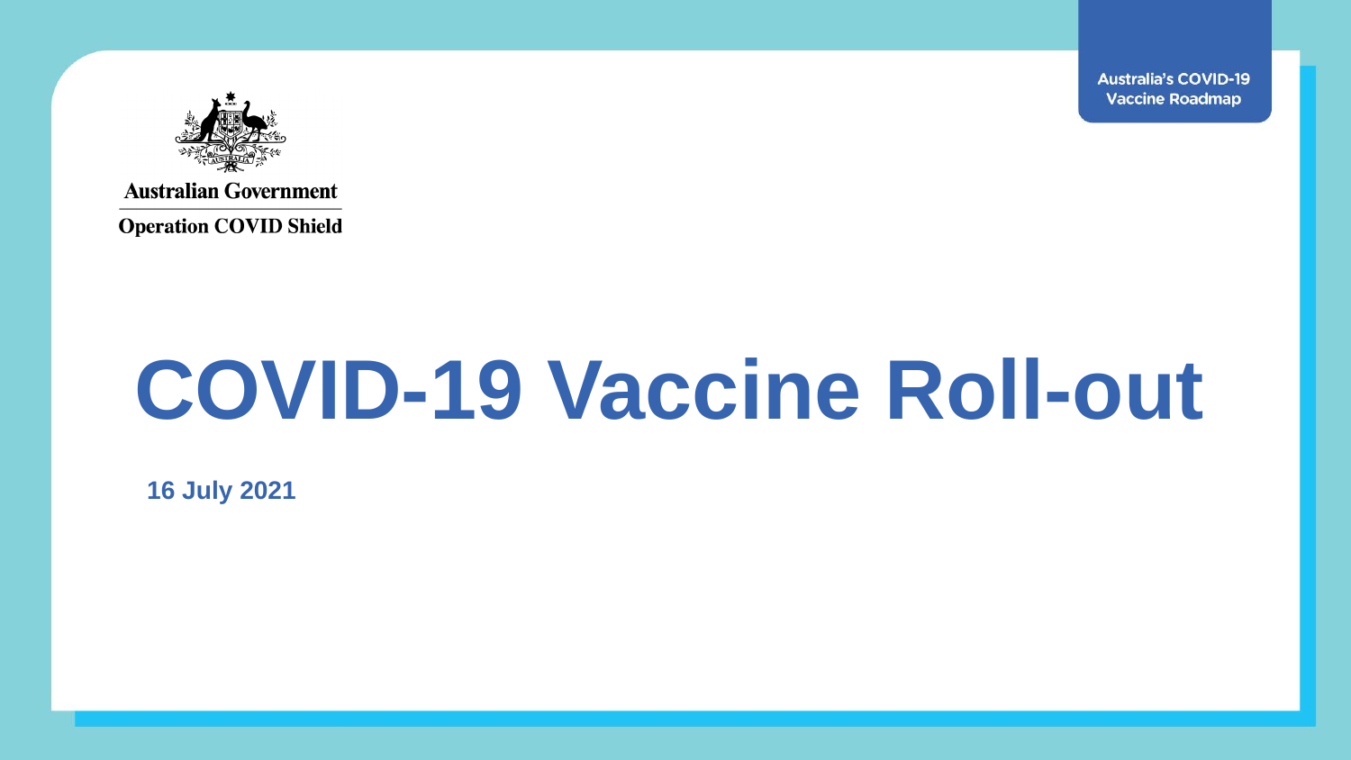Australia's COVID-19 Vaccine Roadmap

**Australian Government**

**Operation COVID Shield**

# COVID-19 Vaccine Roll-out

**16 July 2021**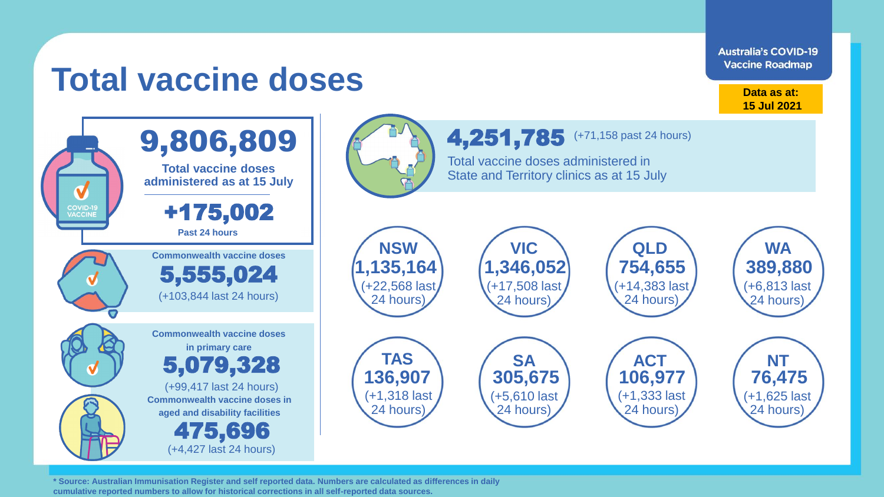# Total vaccine doses

**Australia's COVID-19 Vaccine Roadmap**

**Data as at: 15 Jul 2021**

## 9,806,809

**Total vaccine doses administered as at 15 July**

## +175,002

**Past 24 hours**

**Commonwealth vaccine doses**

## 5,555,024

(+103,844 last 24 hours)

**Commonwealth vaccine doses in primary care**

## 5,079,328

(+99,417 last 24 hours)

**Commonwealth vaccine doses in aged and disability facilities**

## 475,696

(+4,427 last 24 hours)

## 4,251,785 (+71,158 past 24 hours)

Total vaccine doses administered in State and Territory clinics as at 15 July

| State/Territory | Doses | Last 24 hours |
|---|---|---|
| **NSW** | **1,135,164** | +22,568 |
| **VIC** | **1,346,052** | +17,508 |
| **QLD** | **754,655** | +14,383 |
| **WA** | **389,880** | +6,813 |
| **TAS** | **136,907** | +1,318 |
| **SA** | **305,675** | +5,610 |
| **ACT** | **106,977** | +1,333 |
| **NT** | **76,475** | +1,625 |

**\* Source: Australian Immunisation Register and self reported data. Numbers are calculated as differences in daily cumulative reported numbers to allow for historical corrections in all self-reported data sources.**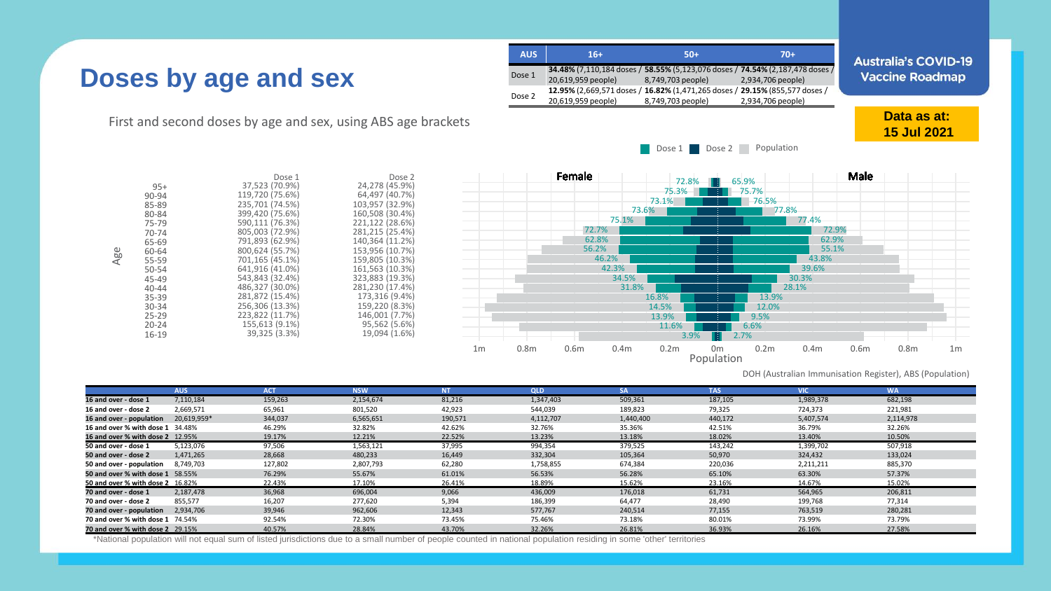# Doses by age and sex

Australia's COVID-19 Vaccine Roadmap

Data as at: 15 Jul 2021

| AUS | 16+ | 50+ | 70+ |
|---|---|---|---|
| Dose 1 | **34.48%** (7,110,184 doses / 20,619,959 people) | **58.55%** (5,123,076 doses / 8,749,703 people) | **74.54%** (2,187,478 doses / 2,934,706 people) |
| Dose 2 | **12.95%** (2,669,571 doses / 20,619,959 people) | **16.82%** (1,471,265 doses / 8,749,703 people) | **29.15%** (855,577 doses / 2,934,706 people) |

First and second doses by age and sex, using ABS age brackets

| Age | Dose 1 | Dose 2 |
|---|---|---|
| 95+ | 37,523 (70.9%) | 24,278 (45.9%) |
| 90-94 | 119,720 (75.6%) | 64,497 (40.7%) |
| 85-89 | 235,701 (74.5%) | 103,957 (32.9%) |
| 80-84 | 399,420 (75.6%) | 160,508 (30.4%) |
| 75-79 | 590,111 (76.3%) | 221,122 (28.6%) |
| 70-74 | 805,003 (72.9%) | 281,215 (25.4%) |
| 65-69 | 791,893 (62.9%) | 140,364 (11.2%) |
| 60-64 | 800,624 (55.7%) | 153,956 (10.7%) |
| 55-59 | 701,165 (45.1%) | 159,805 (10.3%) |
| 50-54 | 641,916 (41.0%) | 161,563 (10.3%) |
| 45-49 | 543,843 (32.4%) | 323,883 (19.3%) |
| 40-44 | 486,327 (30.0%) | 281,230 (17.4%) |
| 35-39 | 281,872 (15.4%) | 173,316 (9.4%) |
| 30-34 | 256,306 (13.3%) | 159,220 (8.3%) |
| 25-29 | 223,822 (11.7%) | 146,001 (7.7%) |
| 20-24 | 155,613 (9.1%) | 95,562 (5.6%) |
| 16-19 | 39,325 (3.3%) | 19,094 (1.6%) |

| Age | Female Dose 1 | Male Dose 1 |
|---|---|---|
| 95+ | 72.8% | 65.9% |
| 90-94 | 75.3% | 75.7% |
| 85-89 | 73.1% | 76.5% |
| 80-84 | 73.6% | 77.8% |
| 75-79 | 75.1% | 77.4% |
| 70-74 | 72.7% | 72.9% |
| 65-69 | 62.8% | 62.9% |
| 60-64 | 56.2% | 55.1% |
| 55-59 | 46.2% | 43.8% |
| 50-54 | 42.3% | 39.6% |
| 45-49 | 34.5% | 30.3% |
| 40-44 | 31.8% | 28.1% |
| 35-39 | 16.8% | 13.9% |
| 30-34 | 14.5% | 12.0% |
| 25-29 | 13.9% | 9.5% |
| 20-24 | 11.6% | 6.6% |
| 16-19 | 3.9% | 2.7% |

DOH (Australian Immunisation Register), ABS (Population)

| | AUS | ACT | NSW | NT | QLD | SA | TAS | VIC | WA |
|---|---|---|---|---|---|---|---|---|---|
| 16 and over - dose 1 | 7,110,184 | 159,263 | 2,154,674 | 81,216 | 1,347,403 | 509,361 | 187,105 | 1,989,378 | 682,198 |
| 16 and over - dose 2 | 2,669,571 | 65,961 | 801,520 | 42,923 | 544,039 | 189,823 | 79,325 | 724,373 | 221,981 |
| 16 and over - population | 20,619,959* | 344,037 | 6,565,651 | 190,571 | 4,112,707 | 1,440,400 | 440,172 | 5,407,574 | 2,114,978 |
| 16 and over % with dose 1 | 34.48% | 46.29% | 32.82% | 42.62% | 32.76% | 35.36% | 42.51% | 36.79% | 32.26% |
| 16 and over % with dose 2 | 12.95% | 19.17% | 12.21% | 22.52% | 13.23% | 13.18% | 18.02% | 13.40% | 10.50% |
| 50 and over - dose 1 | 5,123,076 | 97,506 | 1,563,121 | 37,995 | 994,354 | 379,525 | 143,242 | 1,399,702 | 507,918 |
| 50 and over - dose 2 | 1,471,265 | 28,668 | 480,233 | 16,449 | 332,304 | 105,364 | 50,970 | 324,432 | 133,024 |
| 50 and over - population | 8,749,703 | 127,802 | 2,807,793 | 62,280 | 1,758,855 | 674,384 | 220,036 | 2,211,211 | 885,370 |
| 50 and over % with dose 1 | 58.55% | 76.29% | 55.67% | 61.01% | 56.53% | 56.28% | 65.10% | 63.30% | 57.37% |
| 50 and over % with dose 2 | 16.82% | 22.43% | 17.10% | 26.41% | 18.89% | 15.62% | 23.16% | 14.67% | 15.02% |
| 70 and over - dose 1 | 2,187,478 | 36,968 | 696,004 | 9,066 | 436,009 | 176,018 | 61,731 | 564,965 | 206,811 |
| 70 and over - dose 2 | 855,577 | 16,207 | 277,620 | 5,394 | 186,399 | 64,477 | 28,490 | 199,768 | 77,314 |
| 70 and over - population | 2,934,706 | 39,946 | 962,606 | 12,343 | 577,767 | 240,514 | 77,155 | 763,519 | 280,281 |
| 70 and over % with dose 1 | 74.54% | 92.54% | 72.30% | 73.45% | 75.46% | 73.18% | 80.01% | 73.99% | 73.79% |
| 70 and over % with dose 2 | 29.15% | 40.57% | 28.84% | 43.70% | 32.26% | 26.81% | 36.93% | 26.16% | 27.58% |

*National population will not equal sum of listed jurisdictions due to a small number of people counted in national population residing in some 'other' territories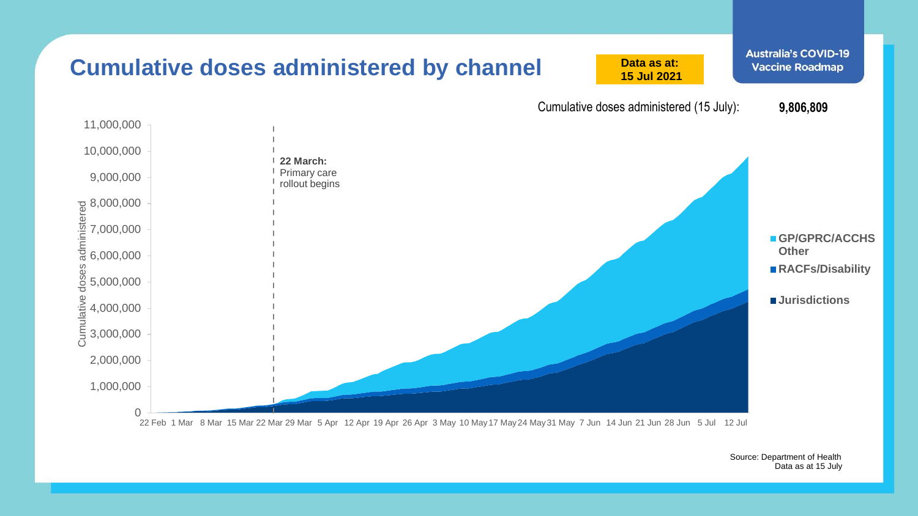# Cumulative doses administered by channel

**Data as at: 15 Jul 2021**

Australia's COVID-19 Vaccine Roadmap

Cumulative doses administered (15 July): **9,806,809**

Cumulative doses administered

11,000,000
10,000,000
9,000,000
8,000,000
7,000,000
6,000,000
5,000,000
4,000,000
3,000,000
2,000,000
1,000,000
0

22 Feb 1 Mar 8 Mar 15 Mar 22 Mar 29 Mar 5 Apr 12 Apr 19 Apr 26 Apr 3 May 10 May 17 May 24 May 31 May 7 Jun 14 Jun 21 Jun 28 Jun 5 Jul 12 Jul

**22 March:** Primary care rollout begins

- **GP/GPRC/ACCHS Other**
- **RACFs/Disability**
- **Jurisdictions**

Source: Department of Health
Data as at 15 July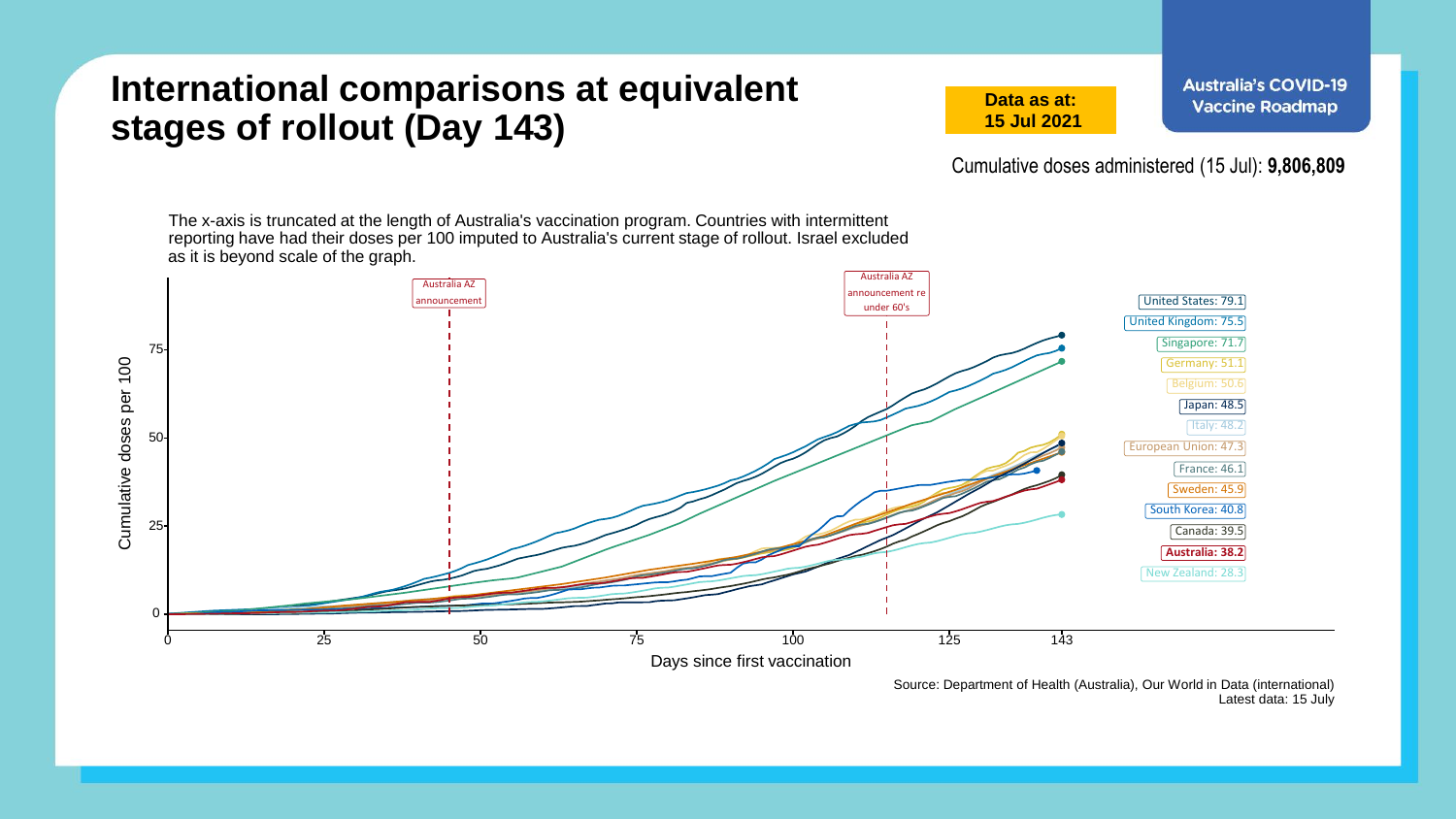# International comparisons at equivalent stages of rollout (Day 143)

**Data as at: 15 Jul 2021**

Australia's COVID-19 Vaccine Roadmap

Cumulative doses administered (15 Jul): **9,806,809**

The x-axis is truncated at the length of Australia's vaccination program. Countries with intermittent reporting have had their doses per 100 imputed to Australia's current stage of rollout. Israel excluded as it is beyond scale of the graph.

Australia AZ announcement

Australia AZ announcement re under 60's

Cumulative doses per 100

Days since first vaccination

| Country | Doses per 100 |
| --- | --- |
| United States | 79.1 |
| United Kingdom | 75.5 |
| Singapore | 71.7 |
| Germany | 51.1 |
| Belgium | 50.6 |
| Japan | 48.5 |
| Italy | 48.2 |
| European Union | 47.3 |
| France | 46.1 |
| Sweden | 45.9 |
| South Korea | 40.8 |
| Canada | 39.5 |
| **Australia** | **38.2** |
| New Zealand | 28.3 |

Source: Department of Health (Australia), Our World in Data (international)
Latest data: 15 July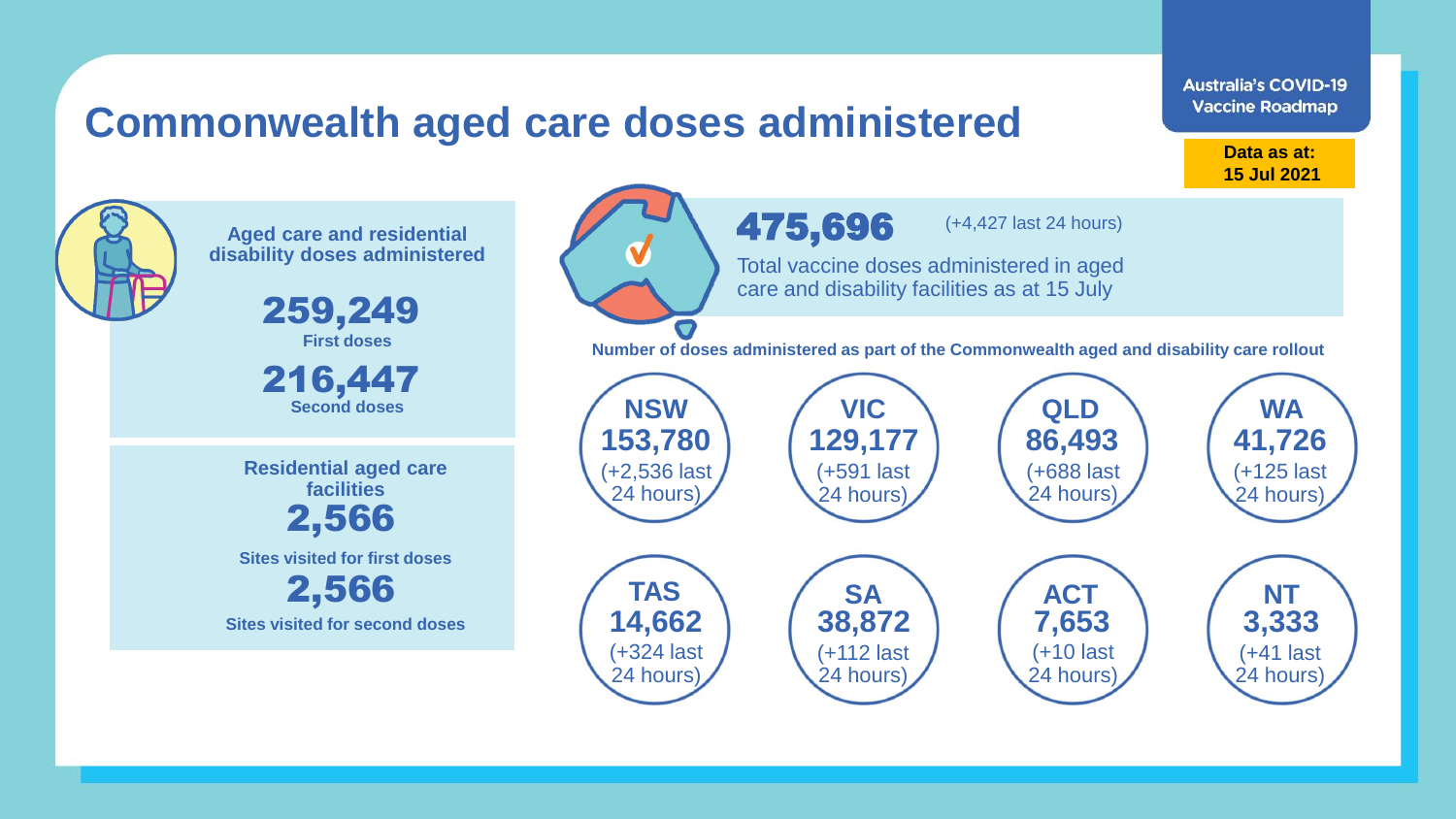# Commonwealth aged care doses administered

Australia's COVID-19 Vaccine Roadmap

**Data as at: 15 Jul 2021**

**Aged care and residential disability doses administered**

**259,249**
**First doses**

**216,447**
**Second doses**

**Residential aged care facilities**

**2,566**
**Sites visited for first doses**

**2,566**
**Sites visited for second doses**

**475,696** (+4,427 last 24 hours)

Total vaccine doses administered in aged care and disability facilities as at 15 July

**Number of doses administered as part of the Commonwealth aged and disability care rollout**

| State/Territory | Doses | Last 24 hours |
|---|---|---|
| NSW | 153,780 | +2,536 |
| VIC | 129,177 | +591 |
| QLD | 86,493 | +688 |
| WA | 41,726 | +125 |
| TAS | 14,662 | +324 |
| SA | 38,872 | +112 |
| ACT | 7,653 | +10 |
| NT | 3,333 | +41 |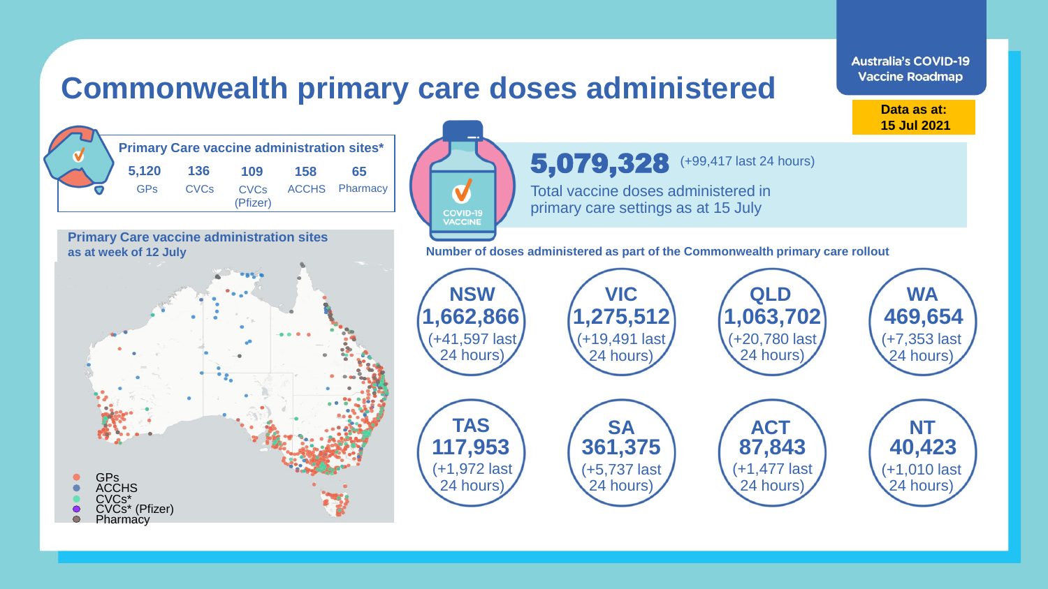# Commonwealth primary care doses administered

Australia's COVID-19 Vaccine Roadmap

Data as at: 15 Jul 2021

**Primary Care vaccine administration sites***

| 5,120 | 136 | 109 | 158 | 65 |
|---|---|---|---|---|
| GPs | CVCs | CVCs (Pfizer) | ACCHS | Pharmacy |

**Primary Care vaccine administration sites as at week of 12 July**

GPs
ACCHS
CVCs*
CVCs* (Pfizer)
Pharmacy

**5,079,328** (+99,417 last 24 hours)

Total vaccine doses administered in primary care settings as at 15 July

COVID-19 VACCINE

**Number of doses administered as part of the Commonwealth primary care rollout**

- **NSW** 1,662,866 (+41,597 last 24 hours)
- **VIC** 1,275,512 (+19,491 last 24 hours)
- **QLD** 1,063,702 (+20,780 last 24 hours)
- **WA** 469,654 (+7,353 last 24 hours)
- **TAS** 117,953 (+1,972 last 24 hours)
- **SA** 361,375 (+5,737 last 24 hours)
- **ACT** 87,843 (+1,477 last 24 hours)
- **NT** 40,423 (+1,010 last 24 hours)